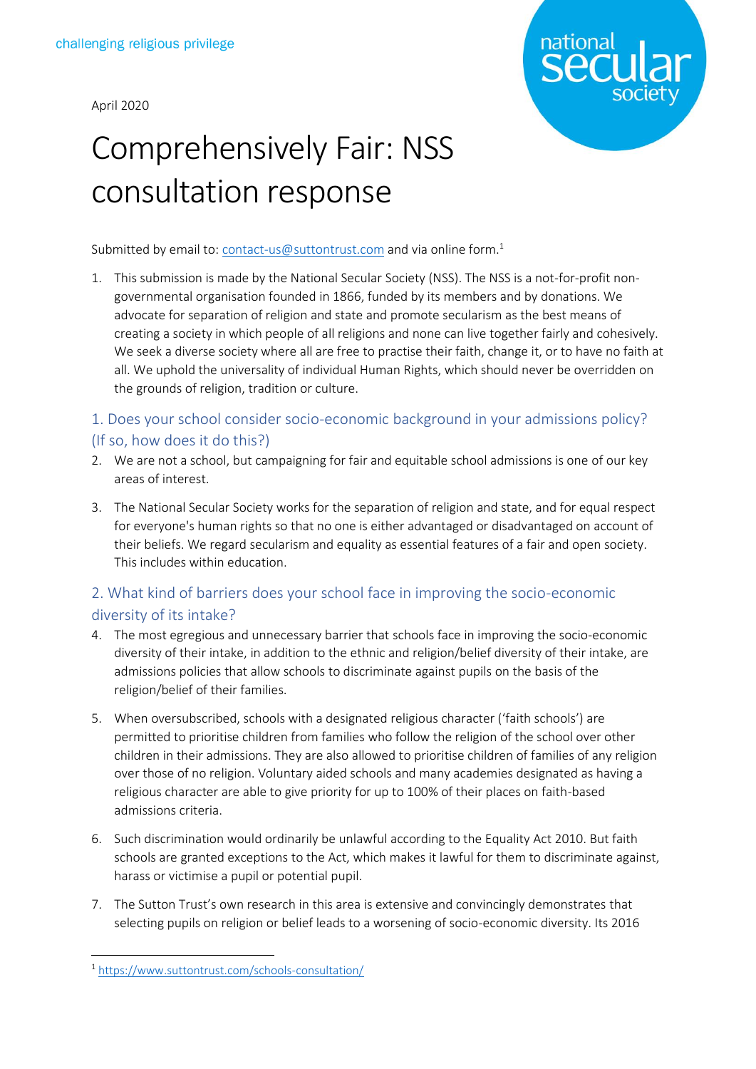challenging religious privilege

April 2020

# Comprehensively Fair: NSS consultation response

Submitted by email to: contact-us@suttontrust.com and via online form.[1]

1. This submission is made by the National Secular Society (NSS). The NSS is a not-for-profit non-governmental organisation founded in 1866, funded by its members and by donations. We advocate for separation of religion and state and promote secularism as the best means of creating a society in which people of all religions and none can live together fairly and cohesively. We seek a diverse society where all are free to practise their faith, change it, or to have no faith at all. We uphold the universality of individual Human Rights, which should never be overridden on the grounds of religion, tradition or culture.

## 1. Does your school consider socio-economic background in your admissions policy? (If so, how does it do this?)

2. We are not a school, but campaigning for fair and equitable school admissions is one of our key areas of interest.

3. The National Secular Society works for the separation of religion and state, and for equal respect for everyone's human rights so that no one is either advantaged or disadvantaged on account of their beliefs. We regard secularism and equality as essential features of a fair and open society. This includes within education.

## 2. What kind of barriers does your school face in improving the socio-economic diversity of its intake?

4. The most egregious and unnecessary barrier that schools face in improving the socio-economic diversity of their intake, in addition to the ethnic and religion/belief diversity of their intake, are admissions policies that allow schools to discriminate against pupils on the basis of the religion/belief of their families.

5. When oversubscribed, schools with a designated religious character ('faith schools') are permitted to prioritise children from families who follow the religion of the school over other children in their admissions. They are also allowed to prioritise children of families of any religion over those of no religion. Voluntary aided schools and many academies designated as having a religious character are able to give priority for up to 100% of their places on faith-based admissions criteria.

6. Such discrimination would ordinarily be unlawful according to the Equality Act 2010. But faith schools are granted exceptions to the Act, which makes it lawful for them to discriminate against, harass or victimise a pupil or potential pupil.

7. The Sutton Trust's own research in this area is extensive and convincingly demonstrates that selecting pupils on religion or belief leads to a worsening of socio-economic diversity. Its 2016

[1] https://www.suttontrust.com/schools-consultation/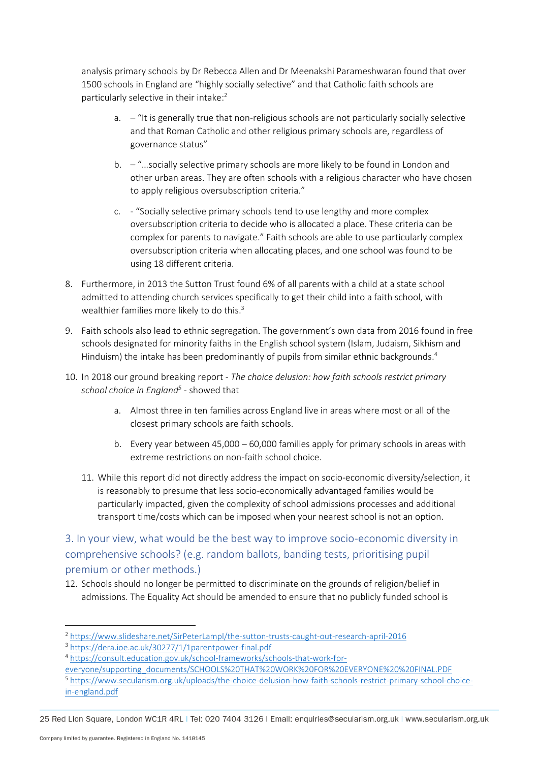analysis primary schools by Dr Rebecca Allen and Dr Meenakshi Parameshwaran found that over 1500 schools in England are "highly socially selective" and that Catholic faith schools are particularly selective in their intake:[2]

a. – "It is generally true that non-religious schools are not particularly socially selective and that Roman Catholic and other religious primary schools are, regardless of governance status"

b. – "…socially selective primary schools are more likely to be found in London and other urban areas. They are often schools with a religious character who have chosen to apply religious oversubscription criteria."

c. - "Socially selective primary schools tend to use lengthy and more complex oversubscription criteria to decide who is allocated a place. These criteria can be complex for parents to navigate." Faith schools are able to use particularly complex oversubscription criteria when allocating places, and one school was found to be using 18 different criteria.

8. Furthermore, in 2013 the Sutton Trust found 6% of all parents with a child at a state school admitted to attending church services specifically to get their child into a faith school, with wealthier families more likely to do this.[3]

9. Faith schools also lead to ethnic segregation. The government's own data from 2016 found in free schools designated for minority faiths in the English school system (Islam, Judaism, Sikhism and Hinduism) the intake has been predominantly of pupils from similar ethnic backgrounds.[4]

10. In 2018 our ground breaking report - *The choice delusion: how faith schools restrict primary school choice in England*[5] - showed that

    a. Almost three in ten families across England live in areas where most or all of the closest primary schools are faith schools.

    b. Every year between 45,000 – 60,000 families apply for primary schools in areas with extreme restrictions on non-faith school choice.

11. While this report did not directly address the impact on socio-economic diversity/selection, it is reasonably to presume that less socio-economically advantaged families would be particularly impacted, given the complexity of school admissions processes and additional transport time/costs which can be imposed when your nearest school is not an option.

## 3. In your view, what would be the best way to improve socio-economic diversity in comprehensive schools? (e.g. random ballots, banding tests, prioritising pupil premium or other methods.)

12. Schools should no longer be permitted to discriminate on the grounds of religion/belief in admissions. The Equality Act should be amended to ensure that no publicly funded school is

---

[2] https://www.slideshare.net/SirPeterLampl/the-sutton-trusts-caught-out-research-april-2016

[3] https://dera.ioe.ac.uk/30277/1/1parentpower-final.pdf

[4] https://consult.education.gov.uk/school-frameworks/schools-that-work-for-everyone/supporting_documents/SCHOOLS%20THAT%20WORK%20FOR%20EVERYONE%20%20FINAL.PDF

[5] https://www.secularism.org.uk/uploads/the-choice-delusion-how-faith-schools-restrict-primary-school-choice-in-england.pdf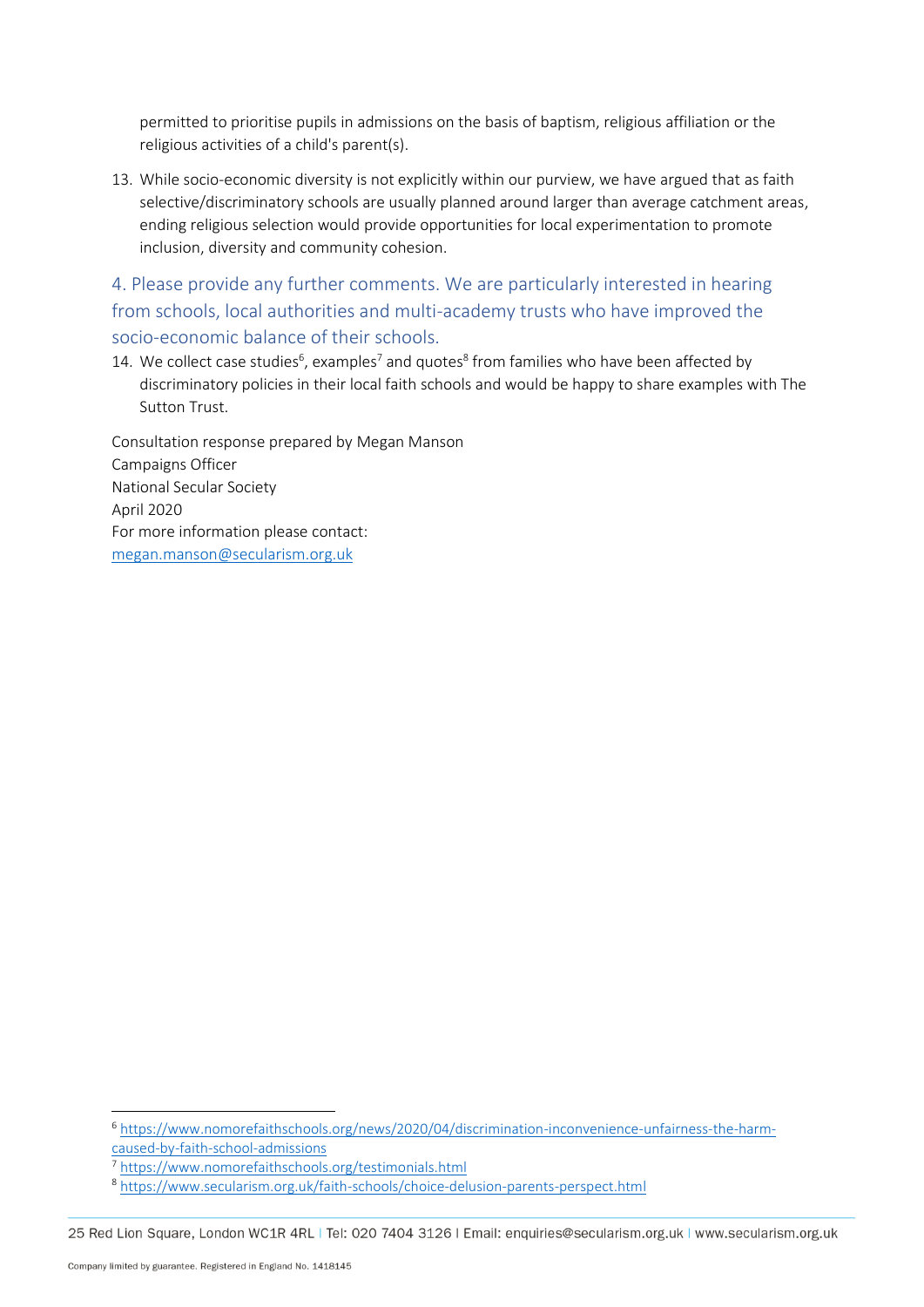permitted to prioritise pupils in admissions on the basis of baptism, religious affiliation or the religious activities of a child's parent(s).

13. While socio-economic diversity is not explicitly within our purview, we have argued that as faith selective/discriminatory schools are usually planned around larger than average catchment areas, ending religious selection would provide opportunities for local experimentation to promote inclusion, diversity and community cohesion.

## 4. Please provide any further comments. We are particularly interested in hearing from schools, local authorities and multi-academy trusts who have improved the socio-economic balance of their schools.

14. We collect case studies[6], examples[7] and quotes[8] from families who have been affected by discriminatory policies in their local faith schools and would be happy to share examples with The Sutton Trust.

Consultation response prepared by Megan Manson
Campaigns Officer
National Secular Society
April 2020
For more information please contact:
megan.manson@secularism.org.uk

---

[6] https://www.nomorefaithschools.org/news/2020/04/discrimination-inconvenience-unfairness-the-harm-caused-by-faith-school-admissions

[7] https://www.nomorefaithschools.org/testimonials.html

[8] https://www.secularism.org.uk/faith-schools/choice-delusion-parents-perspect.html

25 Red Lion Square, London WC1R 4RL | Tel: 020 7404 3126 | Email: enquiries@secularism.org.uk | www.secularism.org.uk

Company limited by guarantee. Registered in England No. 1418145